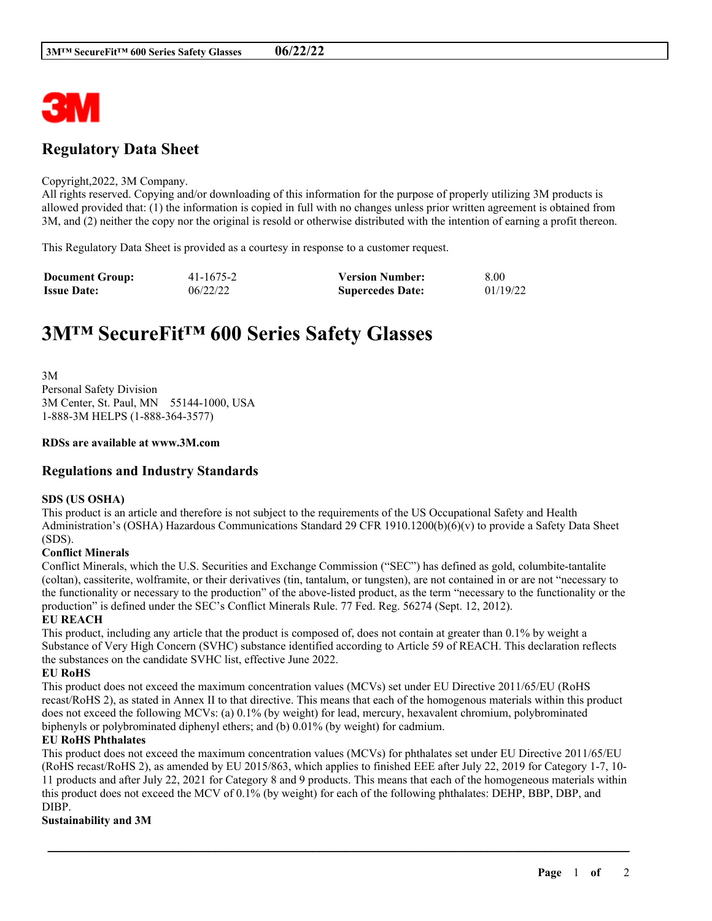# Regulatory Data Sheet

Copyright,2022, 3M Company.
All rights reserved. Copying and/or downloading of this information for the purpose of properly utilizing 3M products is allowed provided that: (1) the information is copied in full with no changes unless prior written agreement is obtained from 3M, and (2) neither the copy nor the original is resold or otherwise distributed with the intention of earning a profit thereon.

This Regulatory Data Sheet is provided as a courtesy in response to a customer request.

| **Document Group:** | 41-1675-2 | **Version Number:** | 8.00 |
|---|---|---|---|
| **Issue Date:** | 06/22/22 | **Supercedes Date:** | 01/19/22 |

# 3M™ SecureFit™ 600 Series Safety Glasses

3M
Personal Safety Division
3M Center, St. Paul, MN 55144-1000, USA
1-888-3M HELPS (1-888-364-3577)

**RDSs are available at www.3M.com**

## Regulations and Industry Standards

**SDS (US OSHA)**
This product is an article and therefore is not subject to the requirements of the US Occupational Safety and Health Administration's (OSHA) Hazardous Communications Standard 29 CFR 1910.1200(b)(6)(v) to provide a Safety Data Sheet (SDS).

**Conflict Minerals**
Conflict Minerals, which the U.S. Securities and Exchange Commission ("SEC") has defined as gold, columbite-tantalite (coltan), cassiterite, wolframite, or their derivatives (tin, tantalum, or tungsten), are not contained in or are not "necessary to the functionality or necessary to the production" of the above-listed product, as the term "necessary to the functionality or the production" is defined under the SEC's Conflict Minerals Rule. 77 Fed. Reg. 56274 (Sept. 12, 2012).

**EU REACH**
This product, including any article that the product is composed of, does not contain at greater than 0.1% by weight a Substance of Very High Concern (SVHC) substance identified according to Article 59 of REACH. This declaration reflects the substances on the candidate SVHC list, effective June 2022.

**EU RoHS**
This product does not exceed the maximum concentration values (MCVs) set under EU Directive 2011/65/EU (RoHS recast/RoHS 2), as stated in Annex II to that directive. This means that each of the homogenous materials within this product does not exceed the following MCVs: (a) 0.1% (by weight) for lead, mercury, hexavalent chromium, polybrominated biphenyls or polybrominated diphenyl ethers; and (b) 0.01% (by weight) for cadmium.

**EU RoHS Phthalates**
This product does not exceed the maximum concentration values (MCVs) for phthalates set under EU Directive 2011/65/EU (RoHS recast/RoHS 2), as amended by EU 2015/863, which applies to finished EEE after July 22, 2019 for Category 1-7, 10-11 products and after July 22, 2021 for Category 8 and 9 products. This means that each of the homogeneous materials within this product does not exceed the MCV of 0.1% (by weight) for each of the following phthalates: DEHP, BBP, DBP, and DIBP.

**Sustainability and 3M**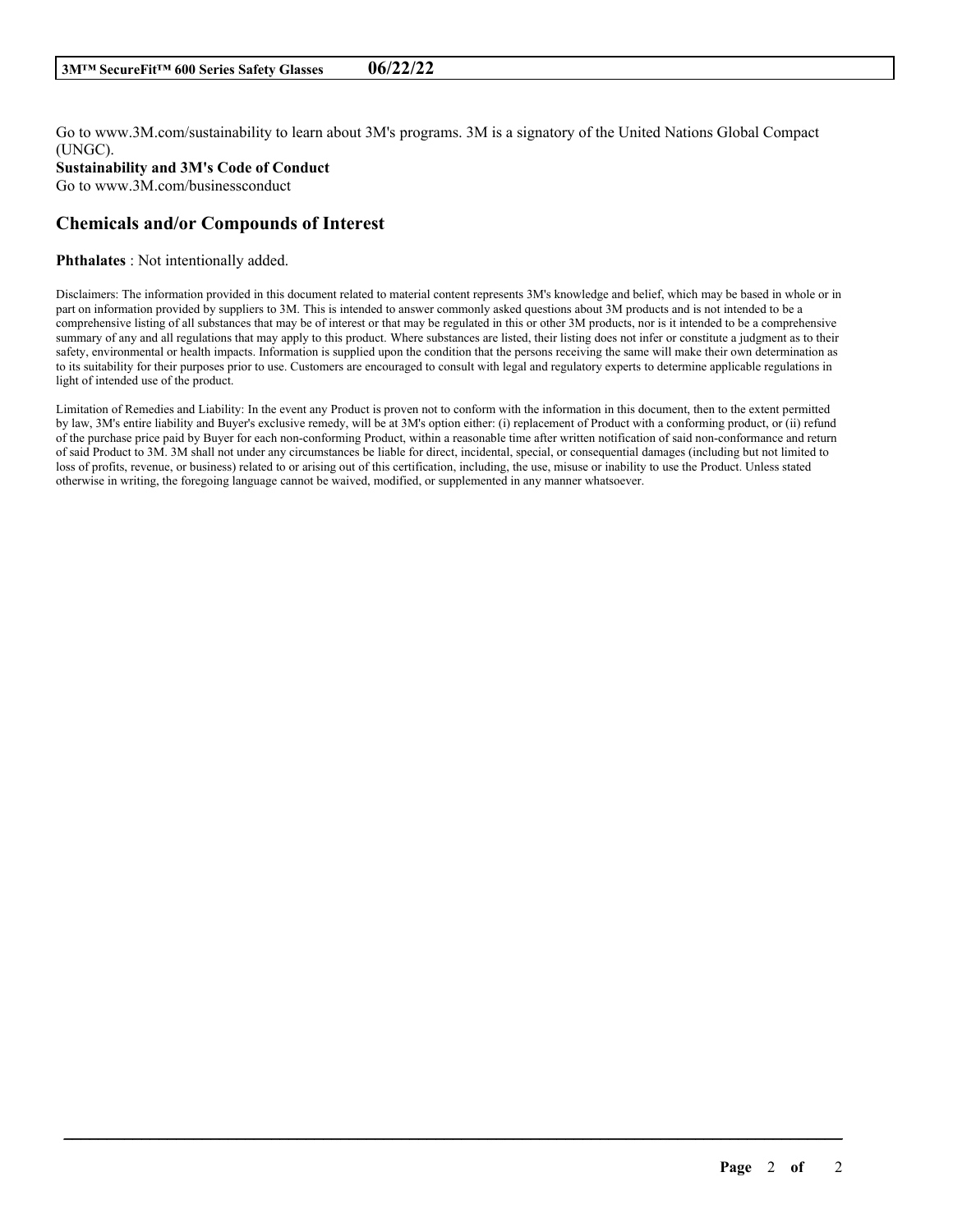Go to www.3M.com/sustainability to learn about 3M's programs. 3M is a signatory of the United Nations Global Compact (UNGC).

**Sustainability and 3M's Code of Conduct**

Go to www.3M.com/businessconduct

## Chemicals and/or Compounds of Interest

**Phthalates** : Not intentionally added.

Disclaimers: The information provided in this document related to material content represents 3M's knowledge and belief, which may be based in whole or in part on information provided by suppliers to 3M. This is intended to answer commonly asked questions about 3M products and is not intended to be a comprehensive listing of all substances that may be of interest or that may be regulated in this or other 3M products, nor is it intended to be a comprehensive summary of any and all regulations that may apply to this product. Where substances are listed, their listing does not infer or constitute a judgment as to their safety, environmental or health impacts. Information is supplied upon the condition that the persons receiving the same will make their own determination as to its suitability for their purposes prior to use. Customers are encouraged to consult with legal and regulatory experts to determine applicable regulations in light of intended use of the product.

Limitation of Remedies and Liability: In the event any Product is proven not to conform with the information in this document, then to the extent permitted by law, 3M's entire liability and Buyer's exclusive remedy, will be at 3M's option either: (i) replacement of Product with a conforming product, or (ii) refund of the purchase price paid by Buyer for each non-conforming Product, within a reasonable time after written notification of said non-conformance and return of said Product to 3M. 3M shall not under any circumstances be liable for direct, incidental, special, or consequential damages (including but not limited to loss of profits, revenue, or business) related to or arising out of this certification, including, the use, misuse or inability to use the Product. Unless stated otherwise in writing, the foregoing language cannot be waived, modified, or supplemented in any manner whatsoever.